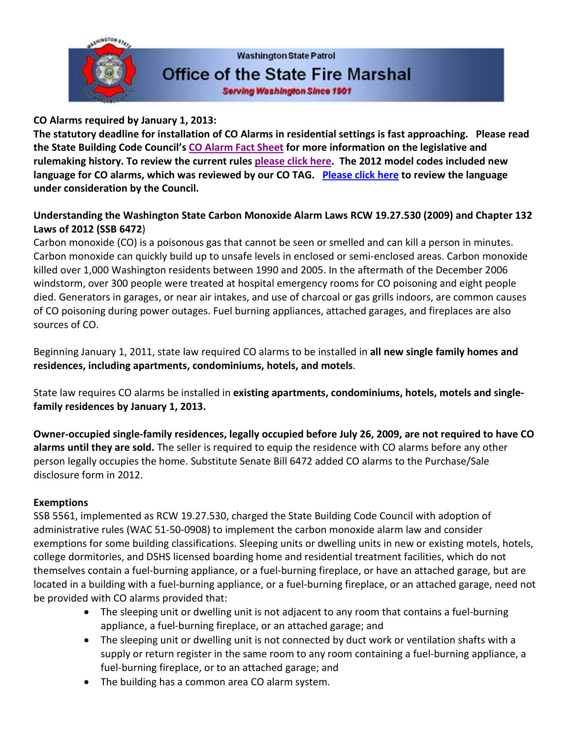Washington State Patrol

# Office of the State Fire Marshal

*Serving Washington Since 1901*

**CO Alarms required by January 1, 2013:**

**The statutory deadline for installation of CO Alarms in residential settings is fast approaching. Please read the State Building Code Council's CO Alarm Fact Sheet for more information on the legislative and rulemaking history. To review the current rules please click here. The 2012 model codes included new language for CO alarms, which was reviewed by our CO TAG. Please click here to review the language under consideration by the Council.**

**Understanding the Washington State Carbon Monoxide Alarm Laws RCW 19.27.530 (2009) and Chapter 132 Laws of 2012 (SSB 6472)**

Carbon monoxide (CO) is a poisonous gas that cannot be seen or smelled and can kill a person in minutes. Carbon monoxide can quickly build up to unsafe levels in enclosed or semi-enclosed areas. Carbon monoxide killed over 1,000 Washington residents between 1990 and 2005. In the aftermath of the December 2006 windstorm, over 300 people were treated at hospital emergency rooms for CO poisoning and eight people died. Generators in garages, or near air intakes, and use of charcoal or gas grills indoors, are common causes of CO poisoning during power outages. Fuel burning appliances, attached garages, and fireplaces are also sources of CO.

Beginning January 1, 2011, state law required CO alarms to be installed in **all new single family homes and residences, including apartments, condominiums, hotels, and motels**.

State law requires CO alarms be installed in **existing apartments, condominiums, hotels, motels and single-family residences by January 1, 2013.**

**Owner-occupied single-family residences, legally occupied before July 26, 2009, are not required to have CO alarms until they are sold.** The seller is required to equip the residence with CO alarms before any other person legally occupies the home. Substitute Senate Bill 6472 added CO alarms to the Purchase/Sale disclosure form in 2012.

**Exemptions**

SSB 5561, implemented as RCW 19.27.530, charged the State Building Code Council with adoption of administrative rules (WAC 51-50-0908) to implement the carbon monoxide alarm law and consider exemptions for some building classifications. Sleeping units or dwelling units in new or existing motels, hotels, college dormitories, and DSHS licensed boarding home and residential treatment facilities, which do not themselves contain a fuel-burning appliance, or a fuel-burning fireplace, or have an attached garage, but are located in a building with a fuel-burning appliance, or a fuel-burning fireplace, or an attached garage, need not be provided with CO alarms provided that:

- The sleeping unit or dwelling unit is not adjacent to any room that contains a fuel-burning appliance, a fuel-burning fireplace, or an attached garage; and
- The sleeping unit or dwelling unit is not connected by duct work or ventilation shafts with a supply or return register in the same room to any room containing a fuel-burning appliance, a fuel-burning fireplace, or to an attached garage; and
- The building has a common area CO alarm system.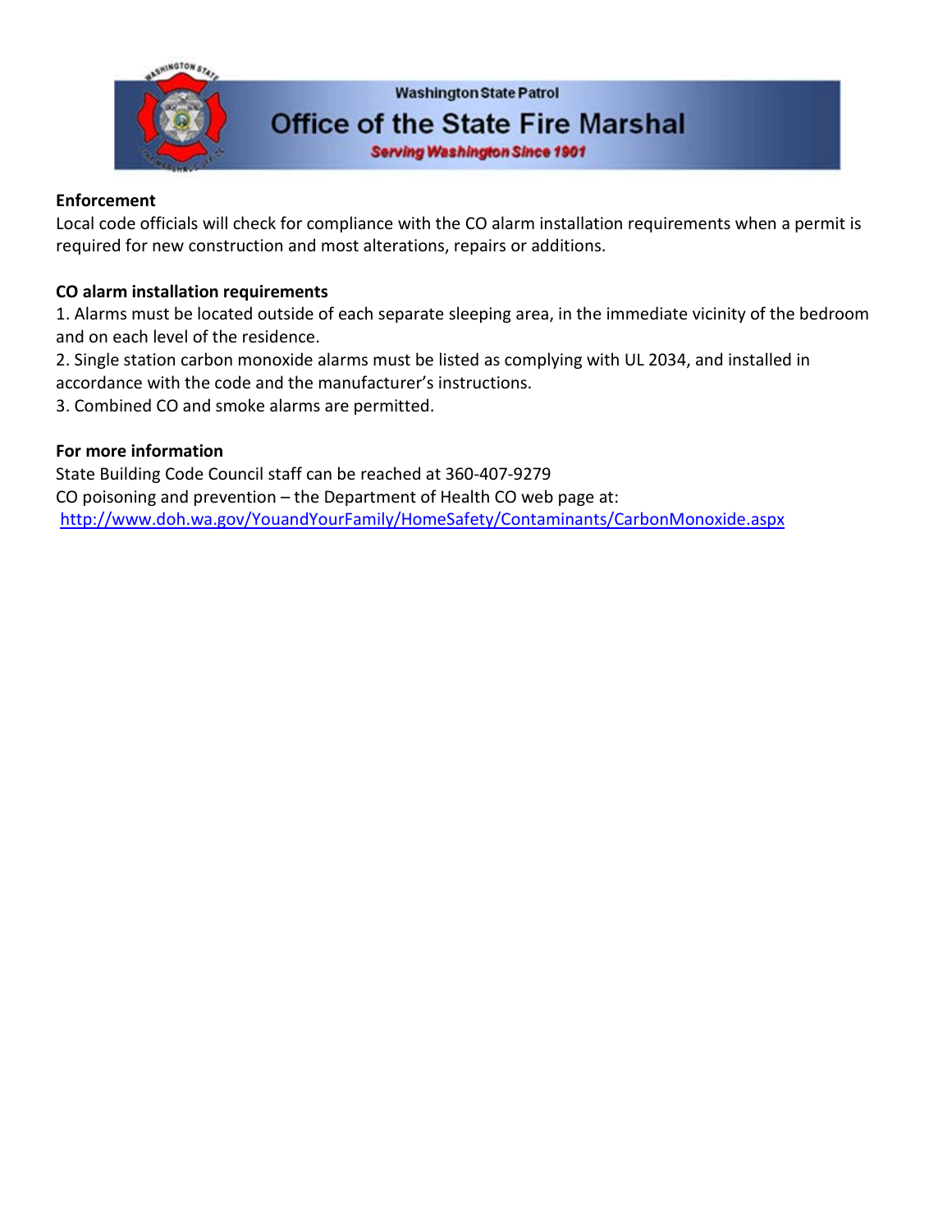**Enforcement**

Local code officials will check for compliance with the CO alarm installation requirements when a permit is required for new construction and most alterations, repairs or additions.

**CO alarm installation requirements**

1. Alarms must be located outside of each separate sleeping area, in the immediate vicinity of the bedroom and on each level of the residence.
2. Single station carbon monoxide alarms must be listed as complying with UL 2034, and installed in accordance with the code and the manufacturer's instructions.
3. Combined CO and smoke alarms are permitted.

**For more information**

State Building Code Council staff can be reached at 360-407-9279

CO poisoning and prevention – the Department of Health CO web page at:
http://www.doh.wa.gov/YouandYourFamily/HomeSafety/Contaminants/CarbonMonoxide.aspx